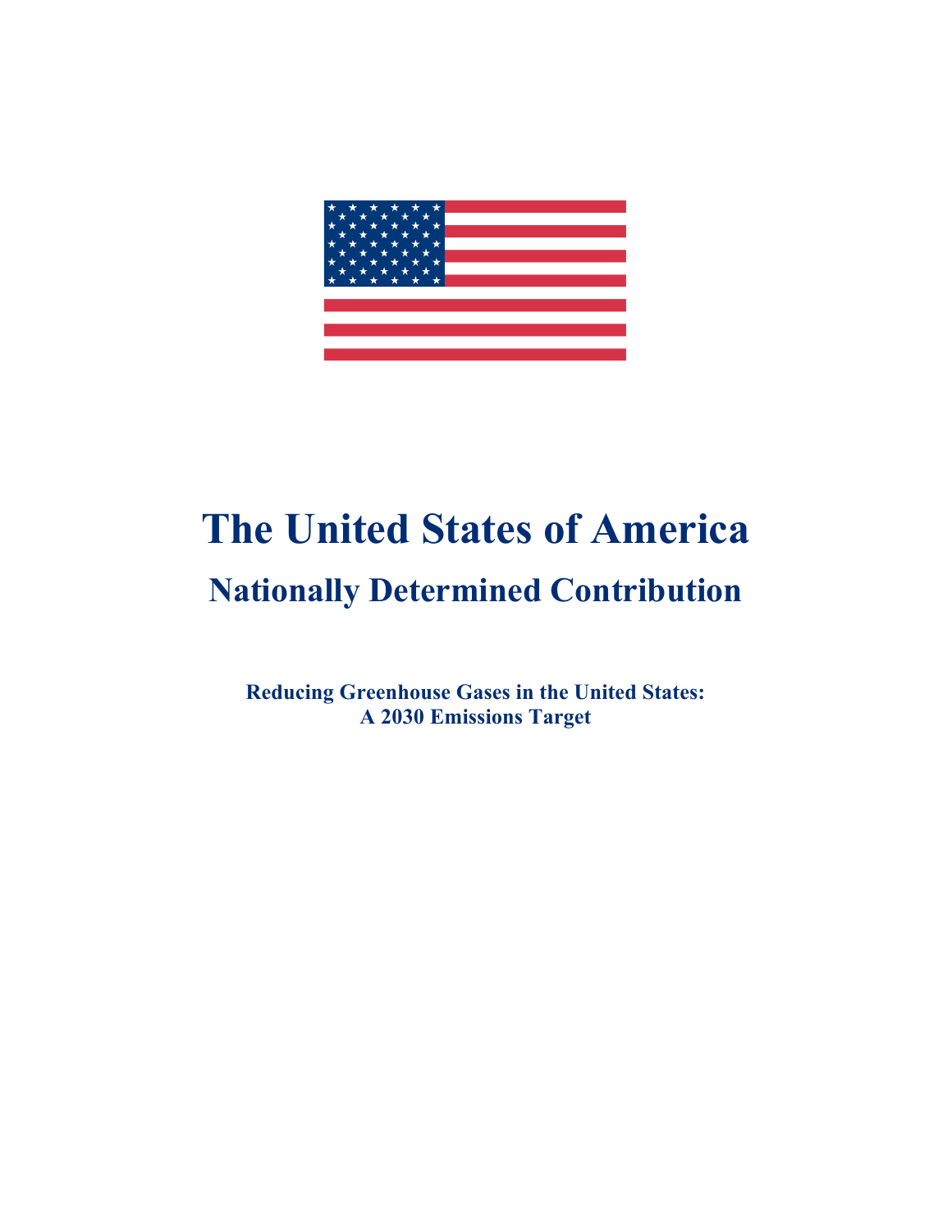# The United States of America

## Nationally Determined Contribution

**Reducing Greenhouse Gases in the United States:**
**A 2030 Emissions Target**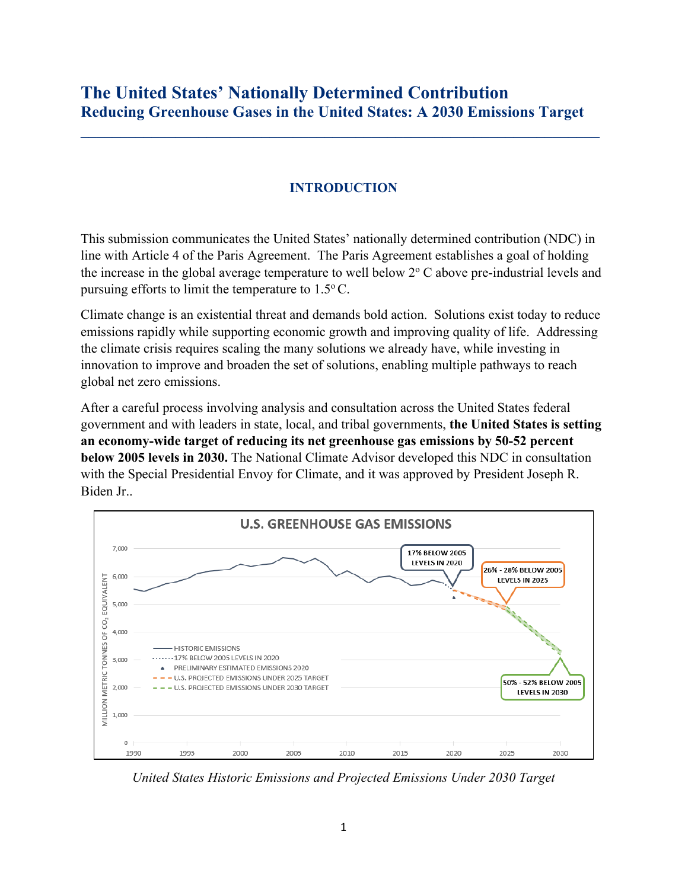# The United States' Nationally Determined Contribution

## Reducing Greenhouse Gases in the United States: A 2030 Emissions Target

---

### INTRODUCTION

This submission communicates the United States' nationally determined contribution (NDC) in line with Article 4 of the Paris Agreement. The Paris Agreement establishes a goal of holding the increase in the global average temperature to well below 2° C above pre-industrial levels and pursuing efforts to limit the temperature to 1.5° C.

Climate change is an existential threat and demands bold action. Solutions exist today to reduce emissions rapidly while supporting economic growth and improving quality of life. Addressing the climate crisis requires scaling the many solutions we already have, while investing in innovation to improve and broaden the set of solutions, enabling multiple pathways to reach global net zero emissions.

After a careful process involving analysis and consultation across the United States federal government and with leaders in state, local, and tribal governments, **the United States is setting an economy-wide target of reducing its net greenhouse gas emissions by 50-52 percent below 2005 levels in 2030.** The National Climate Advisor developed this NDC in consultation with the Special Presidential Envoy for Climate, and it was approved by President Joseph R. Biden Jr..

*United States Historic Emissions and Projected Emissions Under 2030 Target*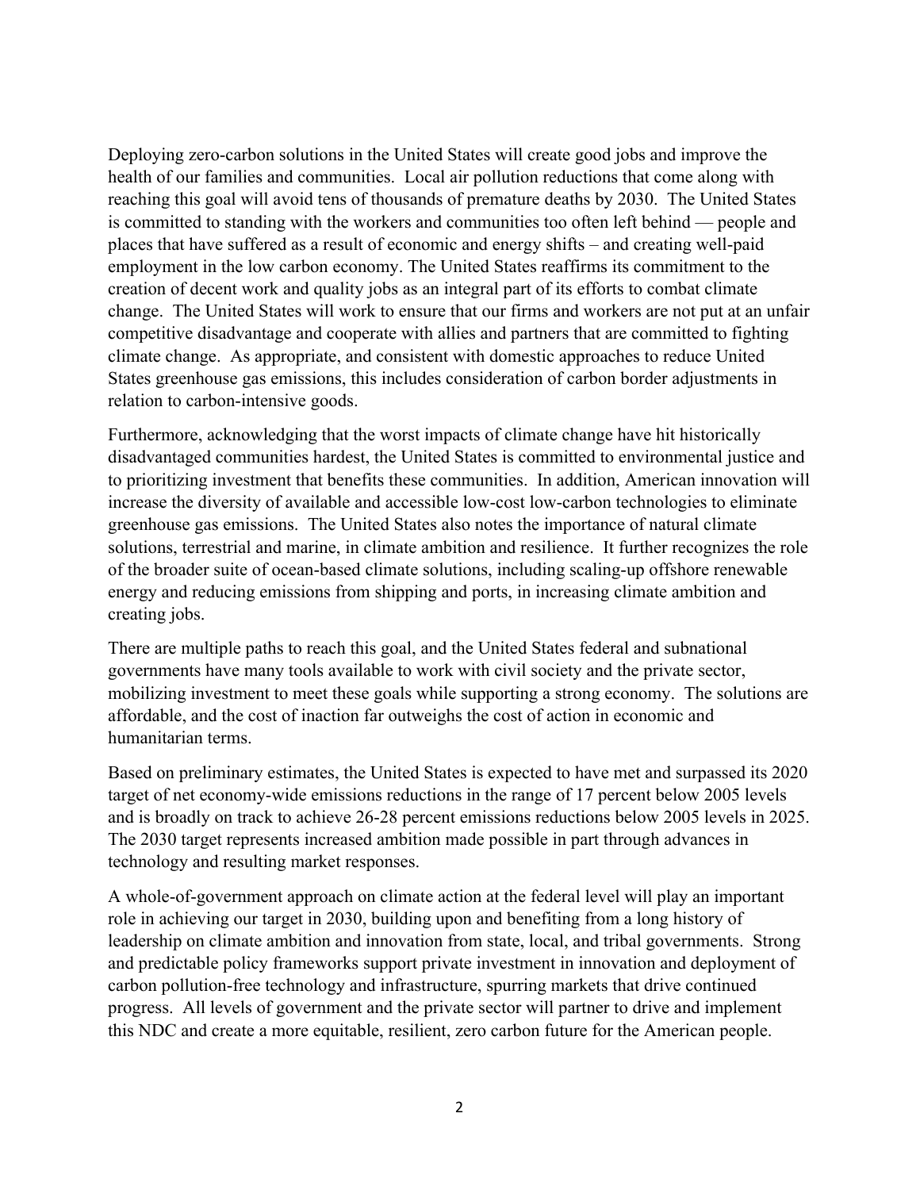Deploying zero-carbon solutions in the United States will create good jobs and improve the health of our families and communities. Local air pollution reductions that come along with reaching this goal will avoid tens of thousands of premature deaths by 2030. The United States is committed to standing with the workers and communities too often left behind — people and places that have suffered as a result of economic and energy shifts – and creating well-paid employment in the low carbon economy. The United States reaffirms its commitment to the creation of decent work and quality jobs as an integral part of its efforts to combat climate change. The United States will work to ensure that our firms and workers are not put at an unfair competitive disadvantage and cooperate with allies and partners that are committed to fighting climate change. As appropriate, and consistent with domestic approaches to reduce United States greenhouse gas emissions, this includes consideration of carbon border adjustments in relation to carbon-intensive goods.

Furthermore, acknowledging that the worst impacts of climate change have hit historically disadvantaged communities hardest, the United States is committed to environmental justice and to prioritizing investment that benefits these communities. In addition, American innovation will increase the diversity of available and accessible low-cost low-carbon technologies to eliminate greenhouse gas emissions. The United States also notes the importance of natural climate solutions, terrestrial and marine, in climate ambition and resilience. It further recognizes the role of the broader suite of ocean-based climate solutions, including scaling-up offshore renewable energy and reducing emissions from shipping and ports, in increasing climate ambition and creating jobs.

There are multiple paths to reach this goal, and the United States federal and subnational governments have many tools available to work with civil society and the private sector, mobilizing investment to meet these goals while supporting a strong economy. The solutions are affordable, and the cost of inaction far outweighs the cost of action in economic and humanitarian terms.

Based on preliminary estimates, the United States is expected to have met and surpassed its 2020 target of net economy-wide emissions reductions in the range of 17 percent below 2005 levels and is broadly on track to achieve 26-28 percent emissions reductions below 2005 levels in 2025. The 2030 target represents increased ambition made possible in part through advances in technology and resulting market responses.

A whole-of-government approach on climate action at the federal level will play an important role in achieving our target in 2030, building upon and benefiting from a long history of leadership on climate ambition and innovation from state, local, and tribal governments. Strong and predictable policy frameworks support private investment in innovation and deployment of carbon pollution-free technology and infrastructure, spurring markets that drive continued progress. All levels of government and the private sector will partner to drive and implement this NDC and create a more equitable, resilient, zero carbon future for the American people.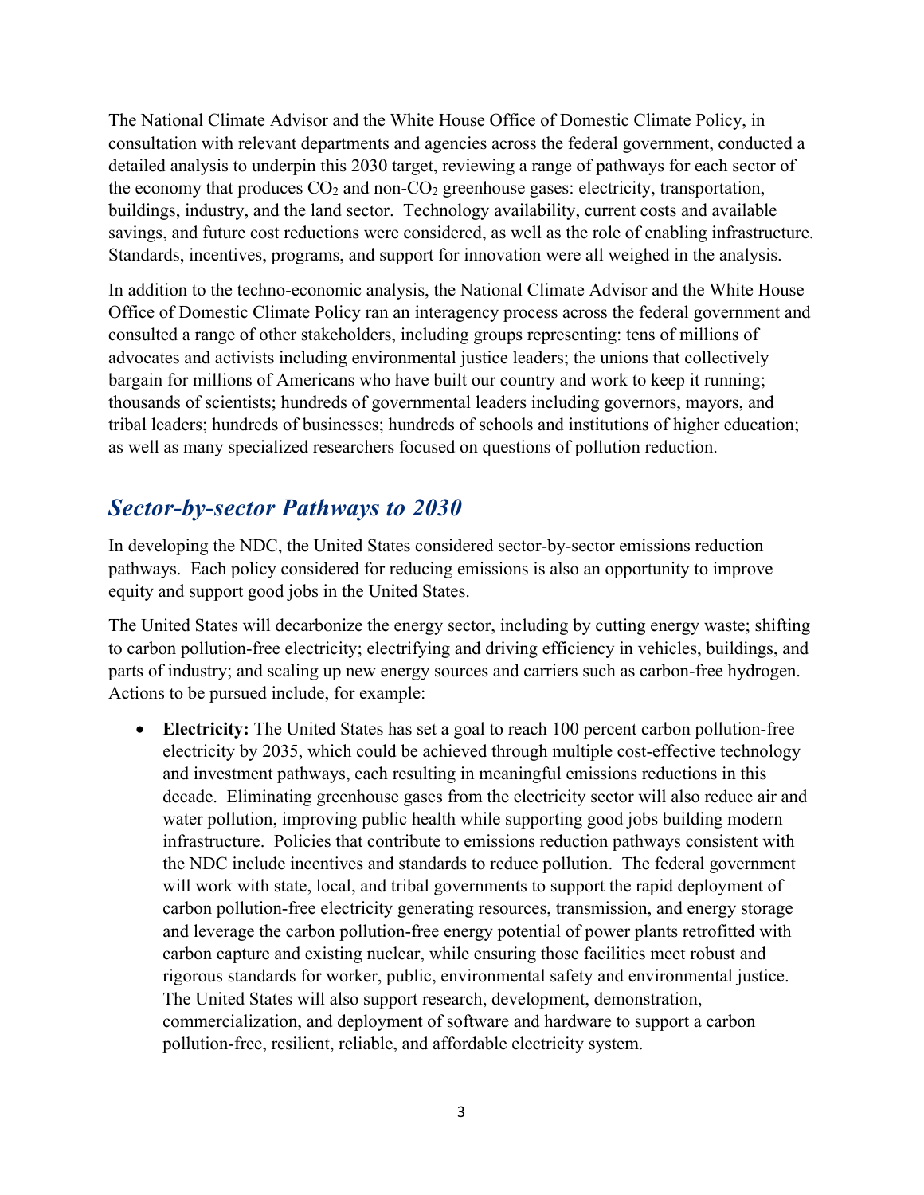The National Climate Advisor and the White House Office of Domestic Climate Policy, in consultation with relevant departments and agencies across the federal government, conducted a detailed analysis to underpin this 2030 target, reviewing a range of pathways for each sector of the economy that produces $CO_2$ and non-$CO_2$ greenhouse gases: electricity, transportation, buildings, industry, and the land sector. Technology availability, current costs and available savings, and future cost reductions were considered, as well as the role of enabling infrastructure. Standards, incentives, programs, and support for innovation were all weighed in the analysis.

In addition to the techno-economic analysis, the National Climate Advisor and the White House Office of Domestic Climate Policy ran an interagency process across the federal government and consulted a range of other stakeholders, including groups representing: tens of millions of advocates and activists including environmental justice leaders; the unions that collectively bargain for millions of Americans who have built our country and work to keep it running; thousands of scientists; hundreds of governmental leaders including governors, mayors, and tribal leaders; hundreds of businesses; hundreds of schools and institutions of higher education; as well as many specialized researchers focused on questions of pollution reduction.

## *Sector-by-sector Pathways to 2030*

In developing the NDC, the United States considered sector-by-sector emissions reduction pathways. Each policy considered for reducing emissions is also an opportunity to improve equity and support good jobs in the United States.

The United States will decarbonize the energy sector, including by cutting energy waste; shifting to carbon pollution-free electricity; electrifying and driving efficiency in vehicles, buildings, and parts of industry; and scaling up new energy sources and carriers such as carbon-free hydrogen. Actions to be pursued include, for example:

- **Electricity:** The United States has set a goal to reach 100 percent carbon pollution-free electricity by 2035, which could be achieved through multiple cost-effective technology and investment pathways, each resulting in meaningful emissions reductions in this decade. Eliminating greenhouse gases from the electricity sector will also reduce air and water pollution, improving public health while supporting good jobs building modern infrastructure. Policies that contribute to emissions reduction pathways consistent with the NDC include incentives and standards to reduce pollution. The federal government will work with state, local, and tribal governments to support the rapid deployment of carbon pollution-free electricity generating resources, transmission, and energy storage and leverage the carbon pollution-free energy potential of power plants retrofitted with carbon capture and existing nuclear, while ensuring those facilities meet robust and rigorous standards for worker, public, environmental safety and environmental justice. The United States will also support research, development, demonstration, commercialization, and deployment of software and hardware to support a carbon pollution-free, resilient, reliable, and affordable electricity system.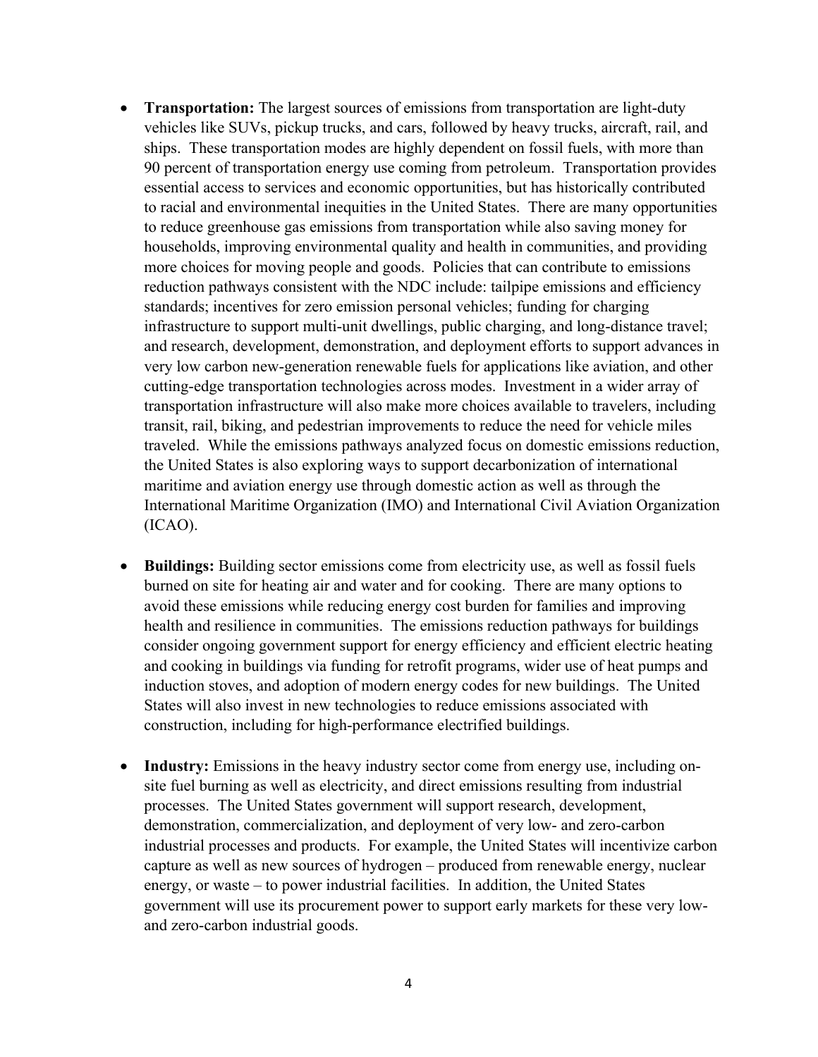- **Transportation:** The largest sources of emissions from transportation are light-duty vehicles like SUVs, pickup trucks, and cars, followed by heavy trucks, aircraft, rail, and ships. These transportation modes are highly dependent on fossil fuels, with more than 90 percent of transportation energy use coming from petroleum. Transportation provides essential access to services and economic opportunities, but has historically contributed to racial and environmental inequities in the United States. There are many opportunities to reduce greenhouse gas emissions from transportation while also saving money for households, improving environmental quality and health in communities, and providing more choices for moving people and goods. Policies that can contribute to emissions reduction pathways consistent with the NDC include: tailpipe emissions and efficiency standards; incentives for zero emission personal vehicles; funding for charging infrastructure to support multi-unit dwellings, public charging, and long-distance travel; and research, development, demonstration, and deployment efforts to support advances in very low carbon new-generation renewable fuels for applications like aviation, and other cutting-edge transportation technologies across modes. Investment in a wider array of transportation infrastructure will also make more choices available to travelers, including transit, rail, biking, and pedestrian improvements to reduce the need for vehicle miles traveled. While the emissions pathways analyzed focus on domestic emissions reduction, the United States is also exploring ways to support decarbonization of international maritime and aviation energy use through domestic action as well as through the International Maritime Organization (IMO) and International Civil Aviation Organization (ICAO).

- **Buildings:** Building sector emissions come from electricity use, as well as fossil fuels burned on site for heating air and water and for cooking. There are many options to avoid these emissions while reducing energy cost burden for families and improving health and resilience in communities. The emissions reduction pathways for buildings consider ongoing government support for energy efficiency and efficient electric heating and cooking in buildings via funding for retrofit programs, wider use of heat pumps and induction stoves, and adoption of modern energy codes for new buildings. The United States will also invest in new technologies to reduce emissions associated with construction, including for high-performance electrified buildings.

- **Industry:** Emissions in the heavy industry sector come from energy use, including on-site fuel burning as well as electricity, and direct emissions resulting from industrial processes. The United States government will support research, development, demonstration, commercialization, and deployment of very low- and zero-carbon industrial processes and products. For example, the United States will incentivize carbon capture as well as new sources of hydrogen – produced from renewable energy, nuclear energy, or waste – to power industrial facilities. In addition, the United States government will use its procurement power to support early markets for these very low- and zero-carbon industrial goods.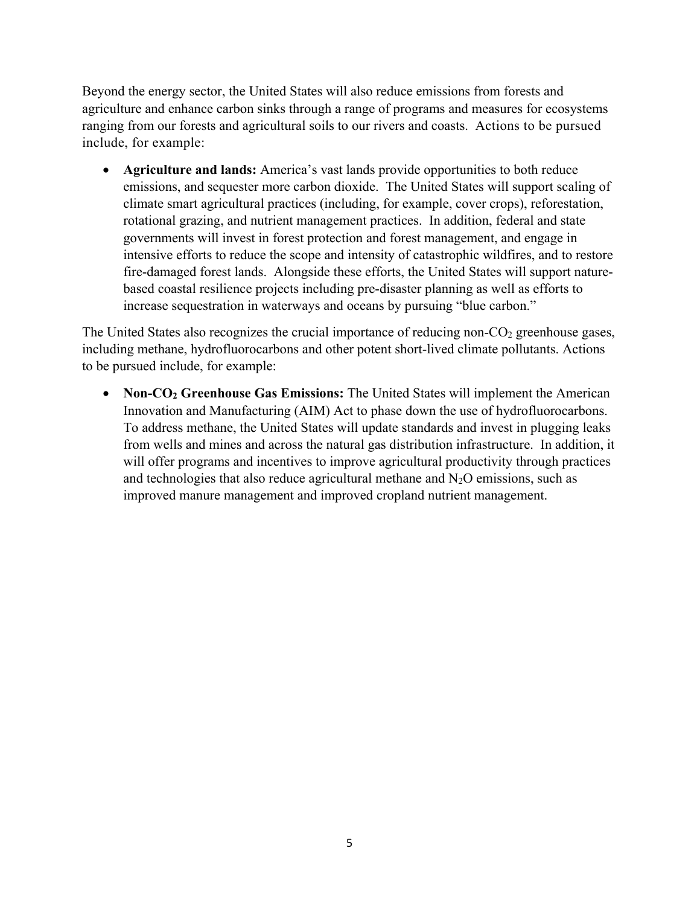Beyond the energy sector, the United States will also reduce emissions from forests and agriculture and enhance carbon sinks through a range of programs and measures for ecosystems ranging from our forests and agricultural soils to our rivers and coasts. Actions to be pursued include, for example:

- **Agriculture and lands:** America's vast lands provide opportunities to both reduce emissions, and sequester more carbon dioxide. The United States will support scaling of climate smart agricultural practices (including, for example, cover crops), reforestation, rotational grazing, and nutrient management practices. In addition, federal and state governments will invest in forest protection and forest management, and engage in intensive efforts to reduce the scope and intensity of catastrophic wildfires, and to restore fire-damaged forest lands. Alongside these efforts, the United States will support nature-based coastal resilience projects including pre-disaster planning as well as efforts to increase sequestration in waterways and oceans by pursuing "blue carbon."

The United States also recognizes the crucial importance of reducing non-$CO_2$ greenhouse gases, including methane, hydrofluorocarbons and other potent short-lived climate pollutants. Actions to be pursued include, for example:

- **Non-$CO_2$ Greenhouse Gas Emissions:** The United States will implement the American Innovation and Manufacturing (AIM) Act to phase down the use of hydrofluorocarbons. To address methane, the United States will update standards and invest in plugging leaks from wells and mines and across the natural gas distribution infrastructure. In addition, it will offer programs and incentives to improve agricultural productivity through practices and technologies that also reduce agricultural methane and $N_2O$ emissions, such as improved manure management and improved cropland nutrient management.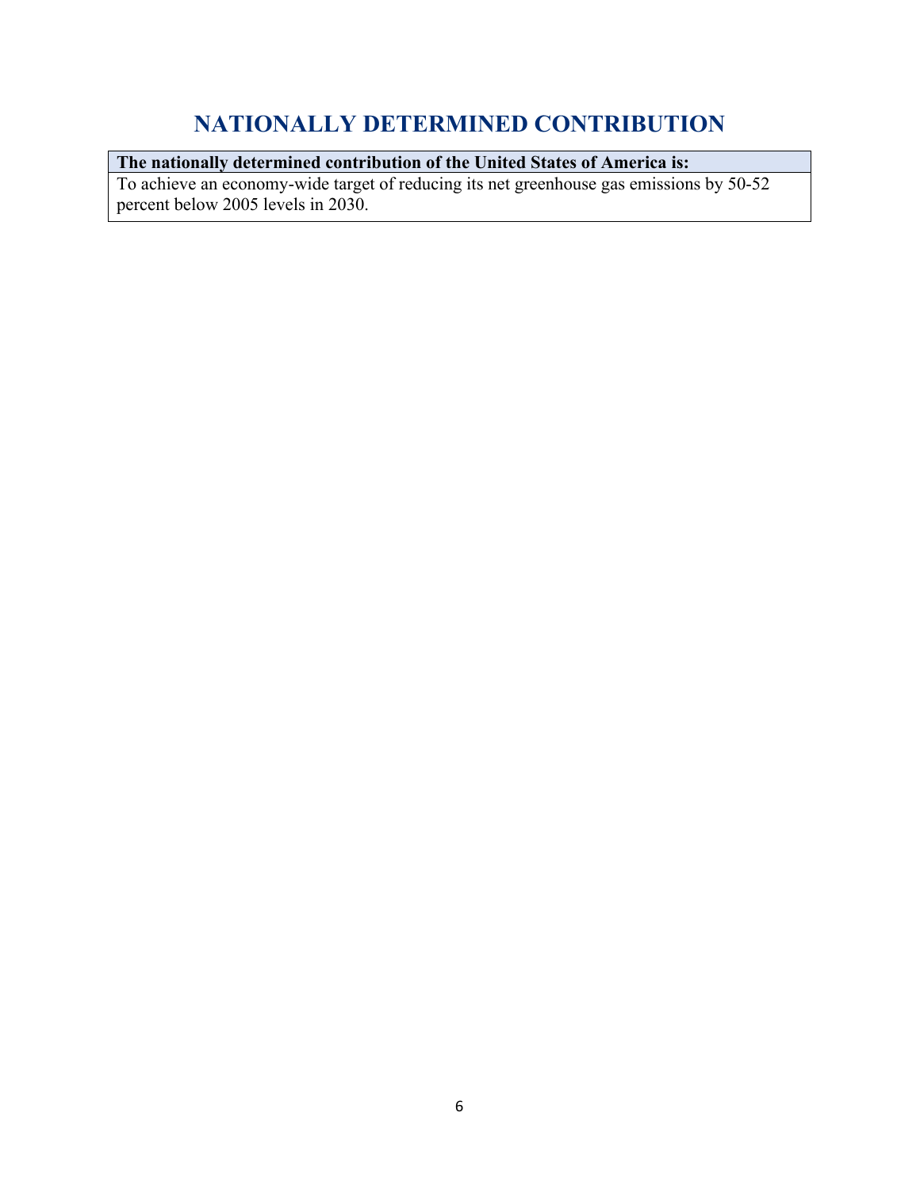# NATIONALLY DETERMINED CONTRIBUTION

| The nationally determined contribution of the United States of America is: |
| --- |
| To achieve an economy-wide target of reducing its net greenhouse gas emissions by 50-52 percent below 2005 levels in 2030. |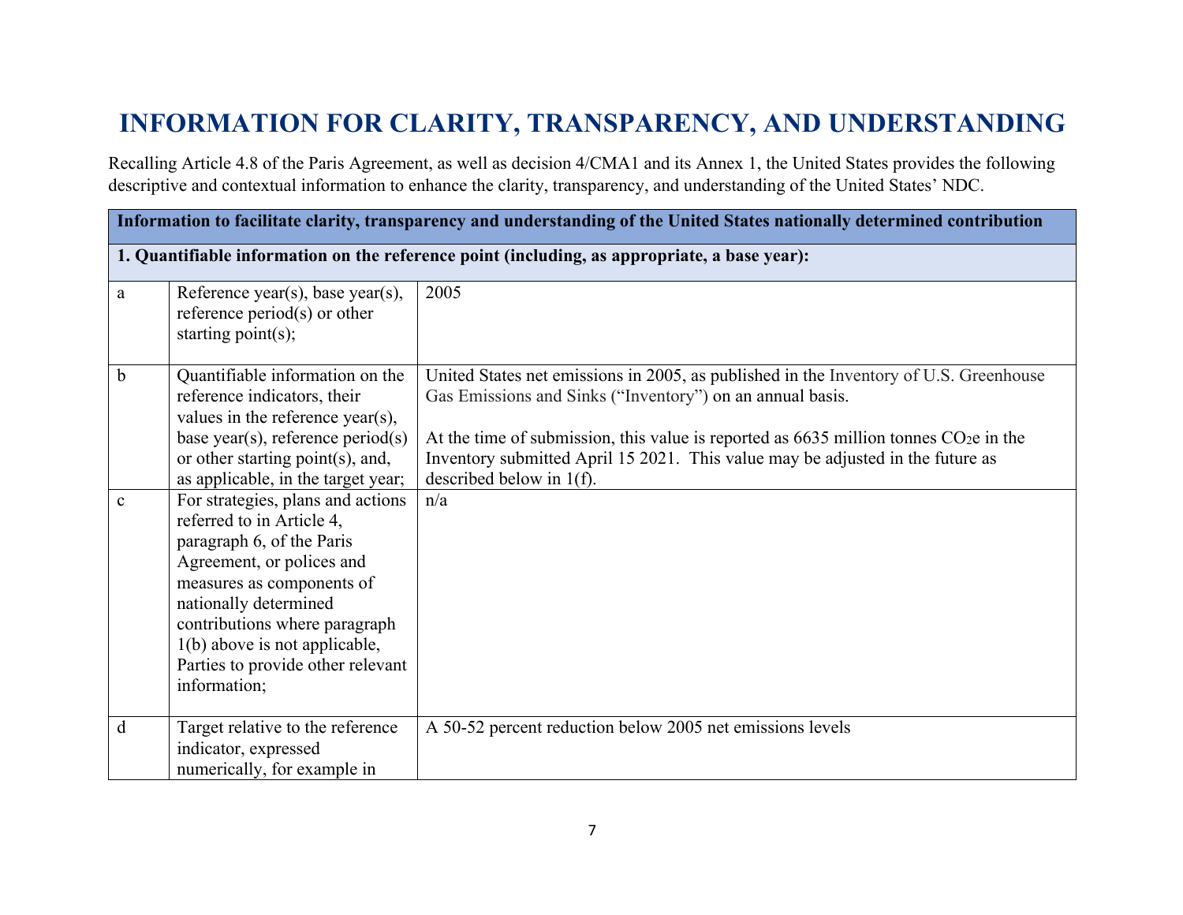# INFORMATION FOR CLARITY, TRANSPARENCY, AND UNDERSTANDING

Recalling Article 4.8 of the Paris Agreement, as well as decision 4/CMA1 and its Annex 1, the United States provides the following descriptive and contextual information to enhance the clarity, transparency, and understanding of the United States' NDC.

| **Information to facilitate clarity, transparency and understanding of the United States nationally determined contribution** | | |
|---|---|---|
| **1. Quantifiable information on the reference point (including, as appropriate, a base year):** | | |
| a | Reference year(s), base year(s), reference period(s) or other starting point(s); | 2005 |
| b | Quantifiable information on the reference indicators, their values in the reference year(s), base year(s), reference period(s) or other starting point(s), and, as applicable, in the target year; | United States net emissions in 2005, as published in the Inventory of U.S. Greenhouse Gas Emissions and Sinks ("Inventory") on an annual basis.<br><br>At the time of submission, this value is reported as 6635 million tonnes $CO_2e$ in the Inventory submitted April 15 2021. This value may be adjusted in the future as described below in 1(f). |
| c | For strategies, plans and actions referred to in Article 4, paragraph 6, of the Paris Agreement, or polices and measures as components of nationally determined contributions where paragraph 1(b) above is not applicable, Parties to provide other relevant information; | n/a |
| d | Target relative to the reference indicator, expressed numerically, for example in | A 50-52 percent reduction below 2005 net emissions levels |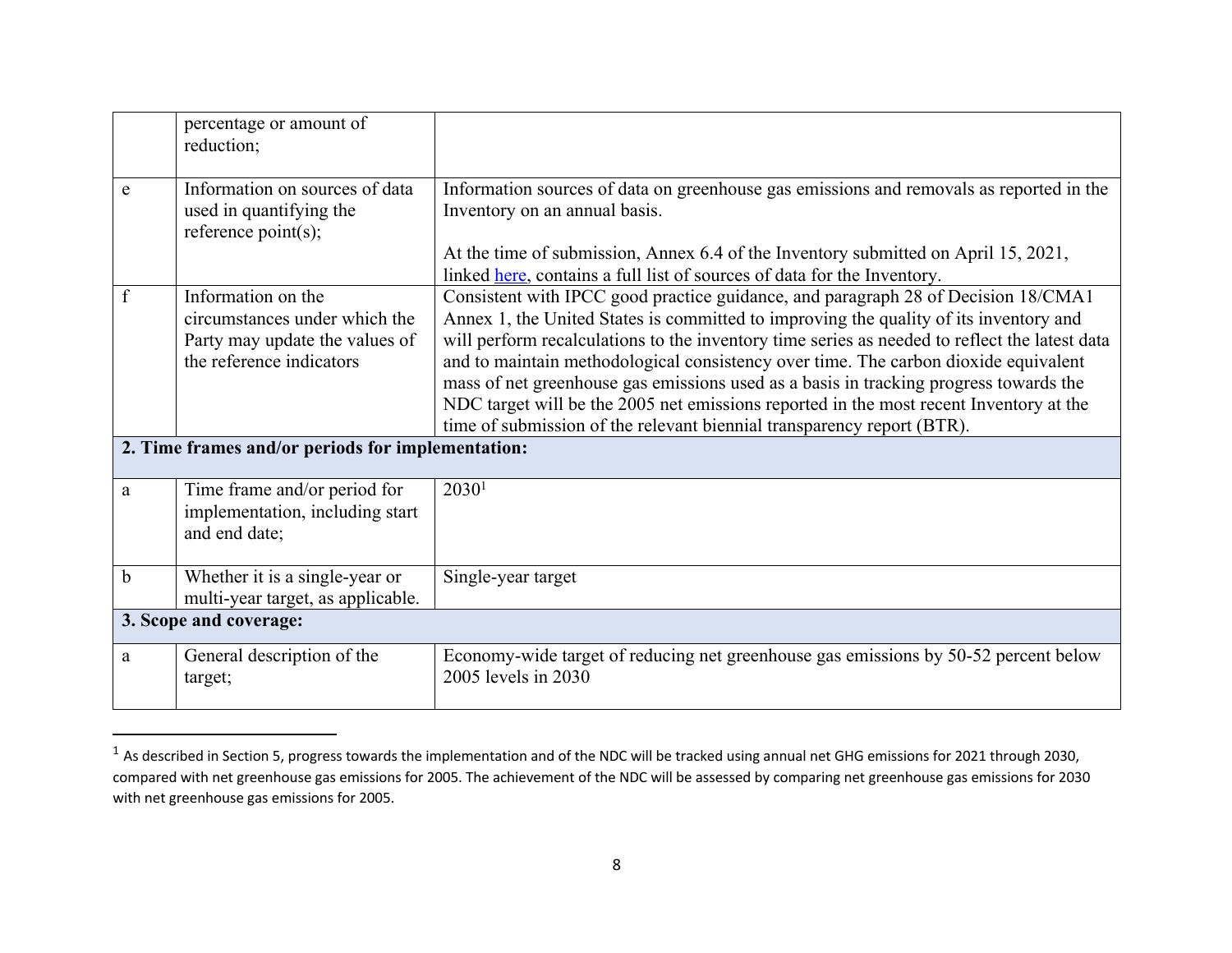| | | |
|---|---|---|
| | percentage or amount of reduction; | |
| e | Information on sources of data used in quantifying the reference point(s); | Information sources of data on greenhouse gas emissions and removals as reported in the Inventory on an annual basis.<br><br>At the time of submission, Annex 6.4 of the Inventory submitted on April 15, 2021, linked here, contains a full list of sources of data for the Inventory. |
| f | Information on the circumstances under which the Party may update the values of the reference indicators | Consistent with IPCC good practice guidance, and paragraph 28 of Decision 18/CMA1 Annex 1, the United States is committed to improving the quality of its inventory and will perform recalculations to the inventory time series as needed to reflect the latest data and to maintain methodological consistency over time. The carbon dioxide equivalent mass of net greenhouse gas emissions used as a basis in tracking progress towards the NDC target will be the 2005 net emissions reported in the most recent Inventory at the time of submission of the relevant biennial transparency report (BTR). |
| **2. Time frames and/or periods for implementation:** | | |
| a | Time frame and/or period for implementation, including start and end date; | 2030[1] |
| b | Whether it is a single-year or multi-year target, as applicable. | Single-year target |
| **3. Scope and coverage:** | | |
| a | General description of the target; | Economy-wide target of reducing net greenhouse gas emissions by 50-52 percent below 2005 levels in 2030 |

[1] As described in Section 5, progress towards the implementation and of the NDC will be tracked using annual net GHG emissions for 2021 through 2030, compared with net greenhouse gas emissions for 2005. The achievement of the NDC will be assessed by comparing net greenhouse gas emissions for 2030 with net greenhouse gas emissions for 2005.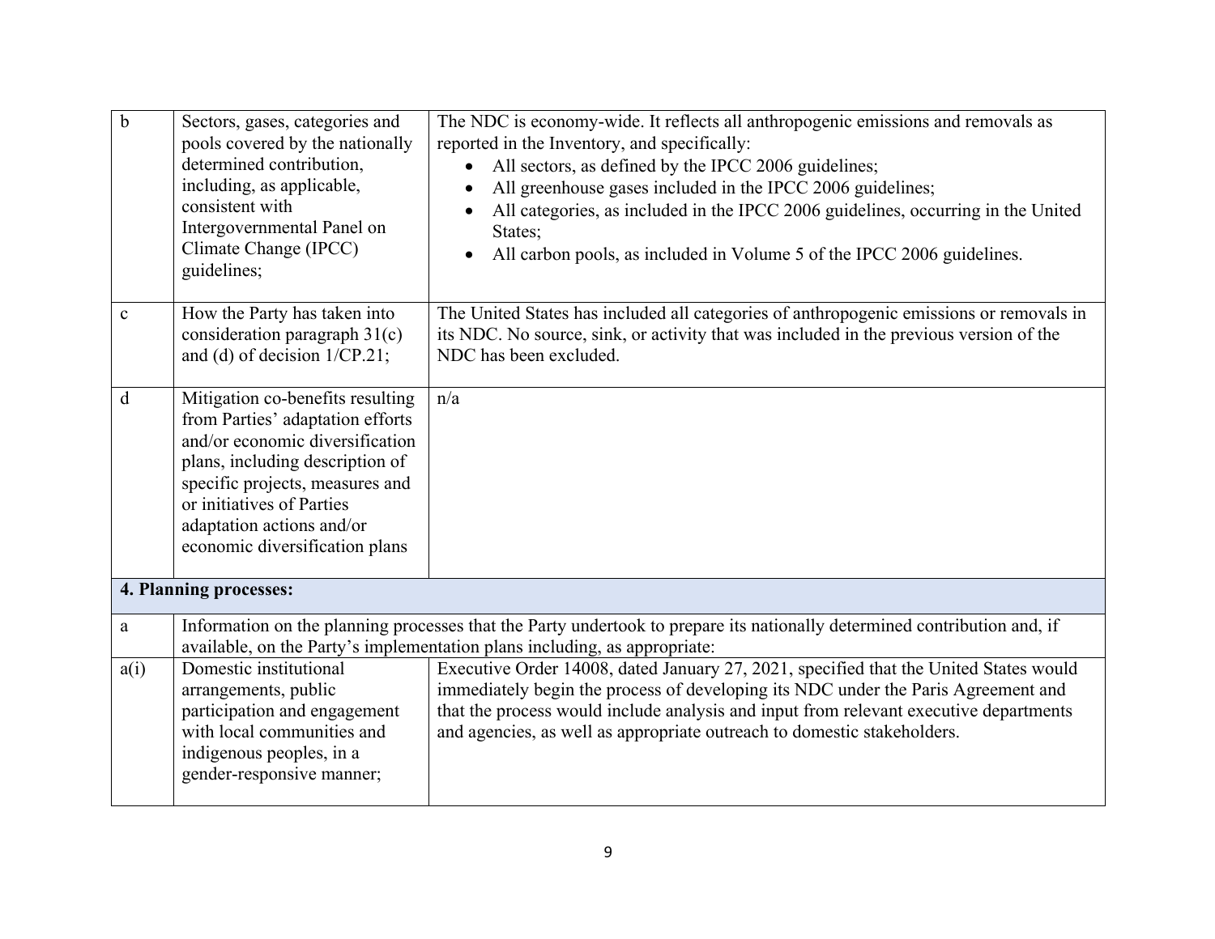| | | |
|---|---|---|
| b | Sectors, gases, categories and pools covered by the nationally determined contribution, including, as applicable, consistent with Intergovernmental Panel on Climate Change (IPCC) guidelines; | The NDC is economy-wide. It reflects all anthropogenic emissions and removals as reported in the Inventory, and specifically:<br>• All sectors, as defined by the IPCC 2006 guidelines;<br>• All greenhouse gases included in the IPCC 2006 guidelines;<br>• All categories, as included in the IPCC 2006 guidelines, occurring in the United States;<br>• All carbon pools, as included in Volume 5 of the IPCC 2006 guidelines. |
| c | How the Party has taken into consideration paragraph 31(c) and (d) of decision 1/CP.21; | The United States has included all categories of anthropogenic emissions or removals in its NDC. No source, sink, or activity that was included in the previous version of the NDC has been excluded. |
| d | Mitigation co-benefits resulting from Parties' adaptation efforts and/or economic diversification plans, including description of specific projects, measures and or initiatives of Parties adaptation actions and/or economic diversification plans | n/a |
| **4. Planning processes:** | | |
| a | Information on the planning processes that the Party undertook to prepare its nationally determined contribution and, if available, on the Party's implementation plans including, as appropriate: | |
| a(i) | Domestic institutional arrangements, public participation and engagement with local communities and indigenous peoples, in a gender-responsive manner; | Executive Order 14008, dated January 27, 2021, specified that the United States would immediately begin the process of developing its NDC under the Paris Agreement and that the process would include analysis and input from relevant executive departments and agencies, as well as appropriate outreach to domestic stakeholders. |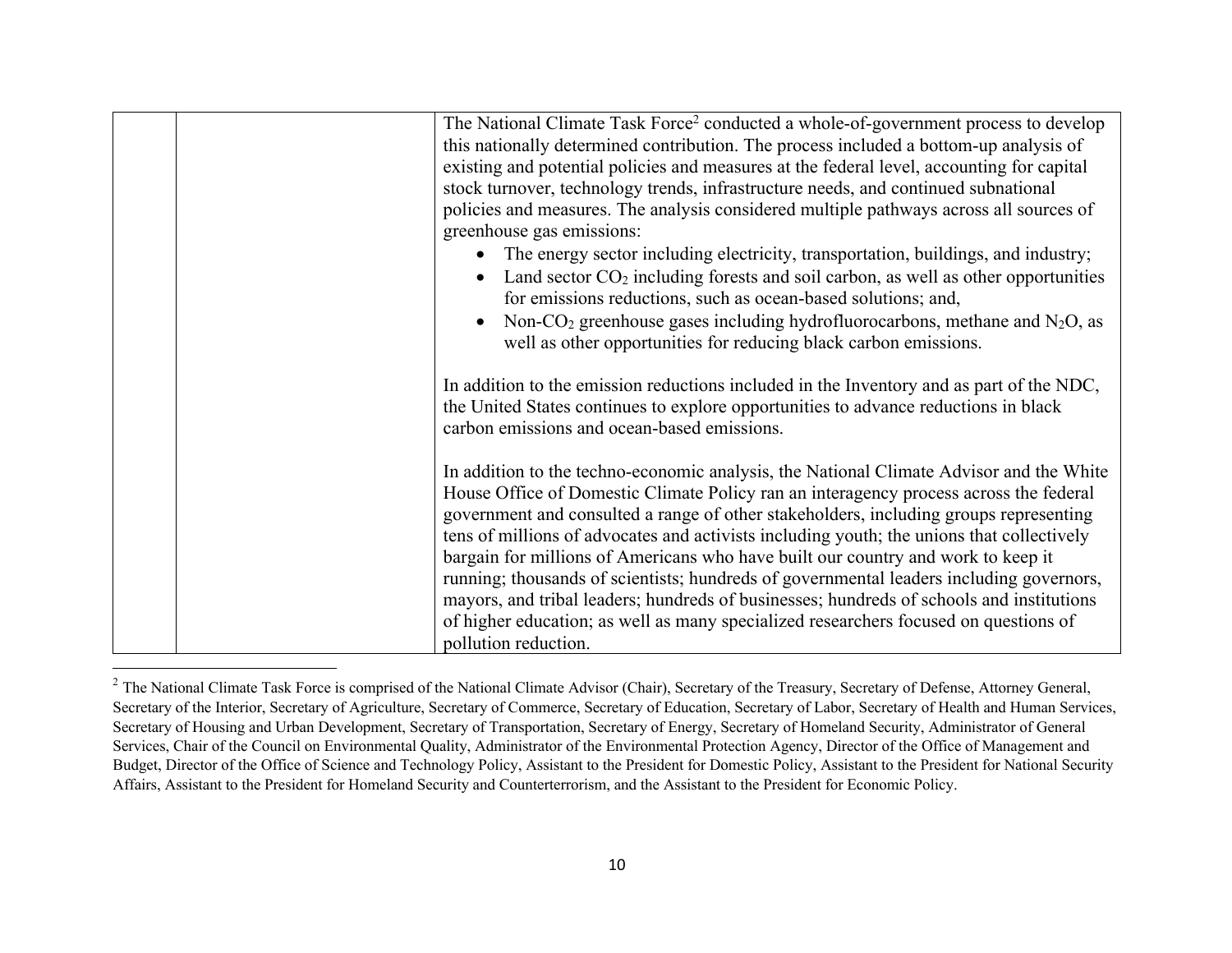| | | |
|---|---|---|
| | | The National Climate Task Force[2] conducted a whole-of-government process to develop this nationally determined contribution. The process included a bottom-up analysis of existing and potential policies and measures at the federal level, accounting for capital stock turnover, technology trends, infrastructure needs, and continued subnational policies and measures. The analysis considered multiple pathways across all sources of greenhouse gas emissions:<br>• The energy sector including electricity, transportation, buildings, and industry;<br>• Land sector $CO_2$ including forests and soil carbon, as well as other opportunities for emissions reductions, such as ocean-based solutions; and,<br>• Non-$CO_2$ greenhouse gases including hydrofluorocarbons, methane and $N_2O$, as well as other opportunities for reducing black carbon emissions.<br><br>In addition to the emission reductions included in the Inventory and as part of the NDC, the United States continues to explore opportunities to advance reductions in black carbon emissions and ocean-based emissions.<br><br>In addition to the techno-economic analysis, the National Climate Advisor and the White House Office of Domestic Climate Policy ran an interagency process across the federal government and consulted a range of other stakeholders, including groups representing tens of millions of advocates and activists including youth; the unions that collectively bargain for millions of Americans who have built our country and work to keep it running; thousands of scientists; hundreds of governmental leaders including governors, mayors, and tribal leaders; hundreds of businesses; hundreds of schools and institutions of higher education; as well as many specialized researchers focused on questions of pollution reduction. |

[2] The National Climate Task Force is comprised of the National Climate Advisor (Chair), Secretary of the Treasury, Secretary of Defense, Attorney General, Secretary of the Interior, Secretary of Agriculture, Secretary of Commerce, Secretary of Education, Secretary of Labor, Secretary of Health and Human Services, Secretary of Housing and Urban Development, Secretary of Transportation, Secretary of Energy, Secretary of Homeland Security, Administrator of General Services, Chair of the Council on Environmental Quality, Administrator of the Environmental Protection Agency, Director of the Office of Management and Budget, Director of the Office of Science and Technology Policy, Assistant to the President for Domestic Policy, Assistant to the President for National Security Affairs, Assistant to the President for Homeland Security and Counterterrorism, and the Assistant to the President for Economic Policy.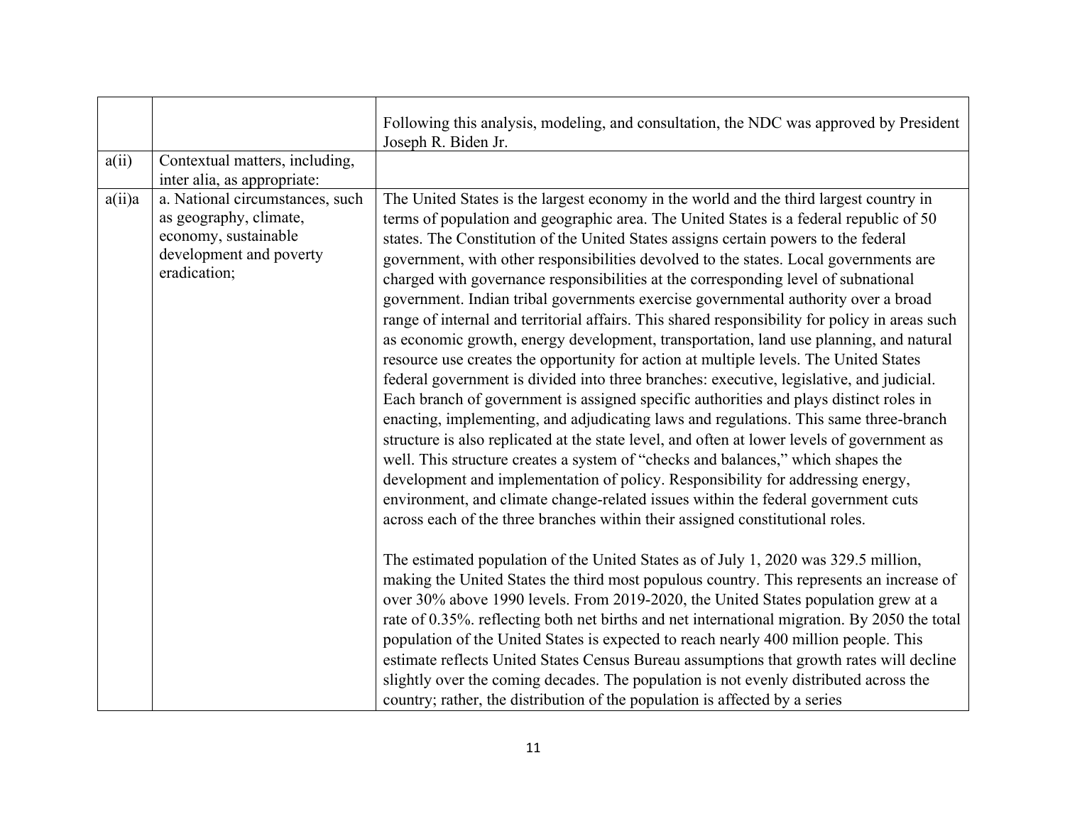| | | |
|---|---|---|
| | | Following this analysis, modeling, and consultation, the NDC was approved by President Joseph R. Biden Jr. |
| a(ii) | Contextual matters, including, inter alia, as appropriate: | |
| a(ii)a | a. National circumstances, such as geography, climate, economy, sustainable development and poverty eradication; | The United States is the largest economy in the world and the third largest country in terms of population and geographic area. The United States is a federal republic of 50 states. The Constitution of the United States assigns certain powers to the federal government, with other responsibilities devolved to the states. Local governments are charged with governance responsibilities at the corresponding level of subnational government. Indian tribal governments exercise governmental authority over a broad range of internal and territorial affairs. This shared responsibility for policy in areas such as economic growth, energy development, transportation, land use planning, and natural resource use creates the opportunity for action at multiple levels. The United States federal government is divided into three branches: executive, legislative, and judicial. Each branch of government is assigned specific authorities and plays distinct roles in enacting, implementing, and adjudicating laws and regulations. This same three-branch structure is also replicated at the state level, and often at lower levels of government as well. This structure creates a system of "checks and balances," which shapes the development and implementation of policy. Responsibility for addressing energy, environment, and climate change-related issues within the federal government cuts across each of the three branches within their assigned constitutional roles.<br><br>The estimated population of the United States as of July 1, 2020 was 329.5 million, making the United States the third most populous country. This represents an increase of over 30% above 1990 levels. From 2019-2020, the United States population grew at a rate of 0.35%. reflecting both net births and net international migration. By 2050 the total population of the United States is expected to reach nearly 400 million people. This estimate reflects United States Census Bureau assumptions that growth rates will decline slightly over the coming decades. The population is not evenly distributed across the country; rather, the distribution of the population is affected by a series |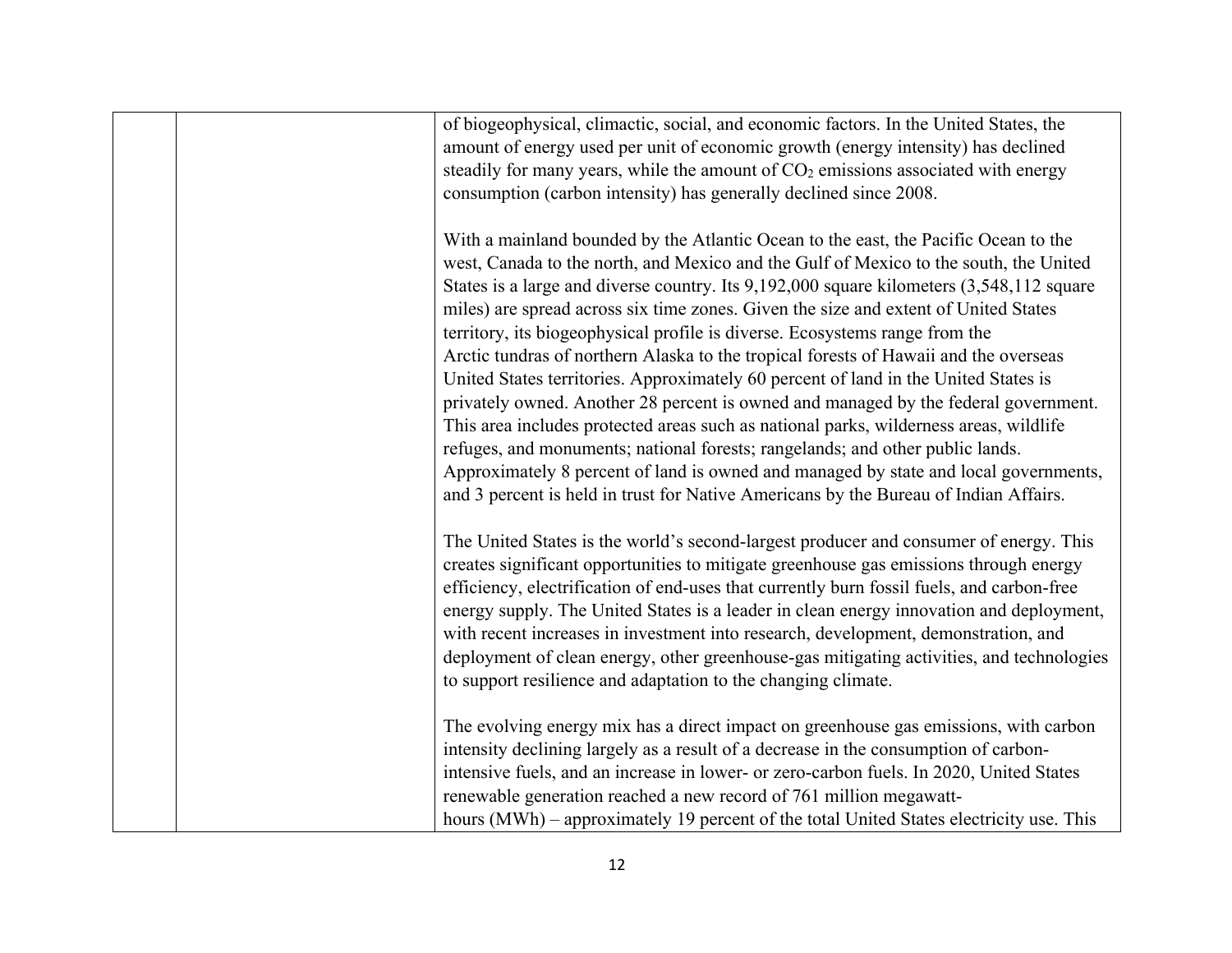| | | |
|---|---|---|
| | | of biogeophysical, climactic, social, and economic factors. In the United States, the amount of energy used per unit of economic growth (energy intensity) has declined steadily for many years, while the amount of $CO_2$ emissions associated with energy consumption (carbon intensity) has generally declined since 2008.<br><br>With a mainland bounded by the Atlantic Ocean to the east, the Pacific Ocean to the west, Canada to the north, and Mexico and the Gulf of Mexico to the south, the United States is a large and diverse country. Its 9,192,000 square kilometers (3,548,112 square miles) are spread across six time zones. Given the size and extent of United States territory, its biogeophysical profile is diverse. Ecosystems range from the Arctic tundras of northern Alaska to the tropical forests of Hawaii and the overseas United States territories. Approximately 60 percent of land in the United States is privately owned. Another 28 percent is owned and managed by the federal government. This area includes protected areas such as national parks, wilderness areas, wildlife refuges, and monuments; national forests; rangelands; and other public lands. Approximately 8 percent of land is owned and managed by state and local governments, and 3 percent is held in trust for Native Americans by the Bureau of Indian Affairs.<br><br>The United States is the world's second-largest producer and consumer of energy. This creates significant opportunities to mitigate greenhouse gas emissions through energy efficiency, electrification of end-uses that currently burn fossil fuels, and carbon-free energy supply. The United States is a leader in clean energy innovation and deployment, with recent increases in investment into research, development, demonstration, and deployment of clean energy, other greenhouse-gas mitigating activities, and technologies to support resilience and adaptation to the changing climate.<br><br>The evolving energy mix has a direct impact on greenhouse gas emissions, with carbon intensity declining largely as a result of a decrease in the consumption of carbon-intensive fuels, and an increase in lower- or zero-carbon fuels. In 2020, United States renewable generation reached a new record of 761 million megawatt-hours (MWh) – approximately 19 percent of the total United States electricity use. This |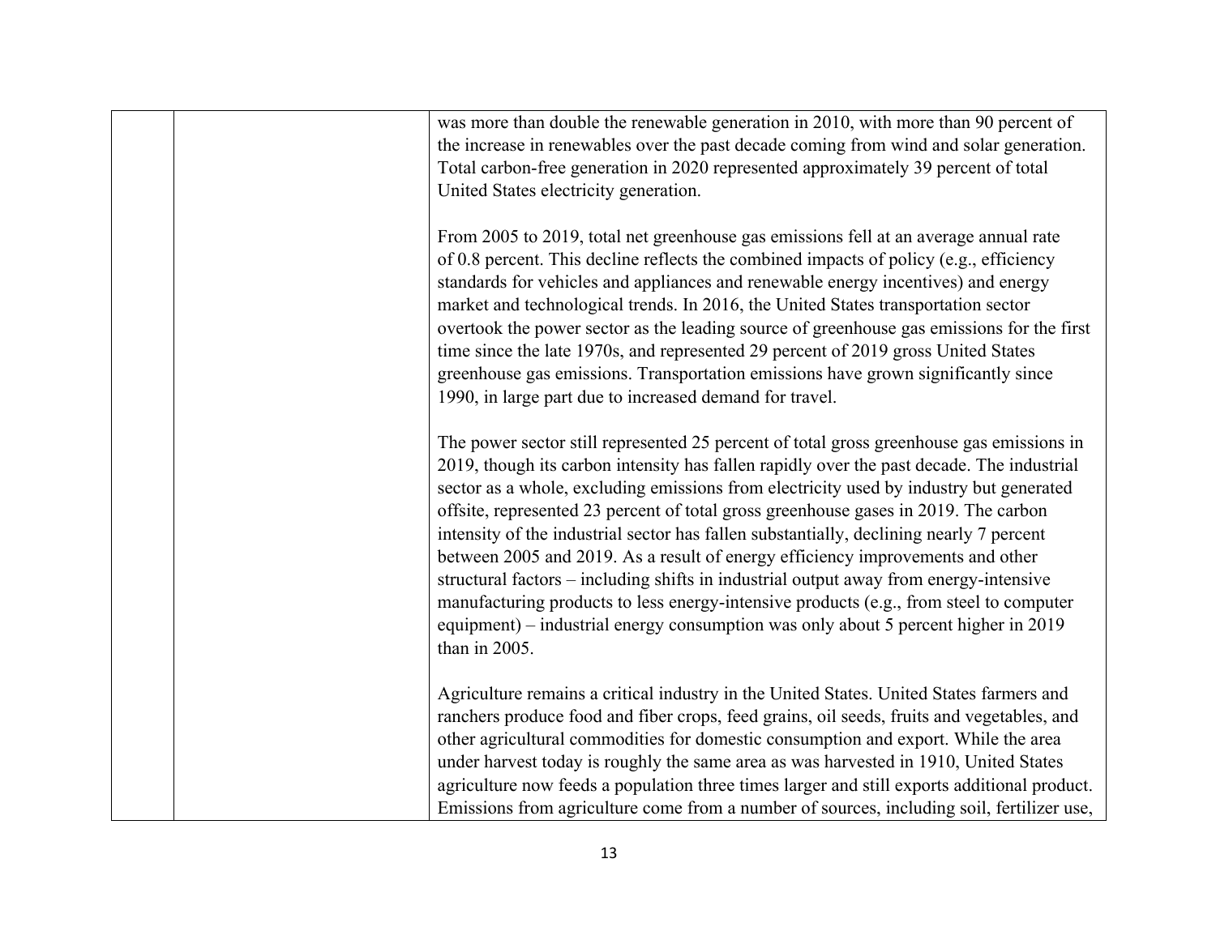| | | was more than double the renewable generation in 2010, with more than 90 percent of the increase in renewables over the past decade coming from wind and solar generation. Total carbon-free generation in 2020 represented approximately 39 percent of total United States electricity generation.<br><br>From 2005 to 2019, total net greenhouse gas emissions fell at an average annual rate of 0.8 percent. This decline reflects the combined impacts of policy (e.g., efficiency standards for vehicles and appliances and renewable energy incentives) and energy market and technological trends. In 2016, the United States transportation sector overtook the power sector as the leading source of greenhouse gas emissions for the first time since the late 1970s, and represented 29 percent of 2019 gross United States greenhouse gas emissions. Transportation emissions have grown significantly since 1990, in large part due to increased demand for travel.<br><br>The power sector still represented 25 percent of total gross greenhouse gas emissions in 2019, though its carbon intensity has fallen rapidly over the past decade. The industrial sector as a whole, excluding emissions from electricity used by industry but generated offsite, represented 23 percent of total gross greenhouse gases in 2019. The carbon intensity of the industrial sector has fallen substantially, declining nearly 7 percent between 2005 and 2019. As a result of energy efficiency improvements and other structural factors – including shifts in industrial output away from energy-intensive manufacturing products to less energy-intensive products (e.g., from steel to computer equipment) – industrial energy consumption was only about 5 percent higher in 2019 than in 2005.<br><br>Agriculture remains a critical industry in the United States. United States farmers and ranchers produce food and fiber crops, feed grains, oil seeds, fruits and vegetables, and other agricultural commodities for domestic consumption and export. While the area under harvest today is roughly the same area as was harvested in 1910, United States agriculture now feeds a population three times larger and still exports additional product. Emissions from agriculture come from a number of sources, including soil, fertilizer use, |
|---|---|---|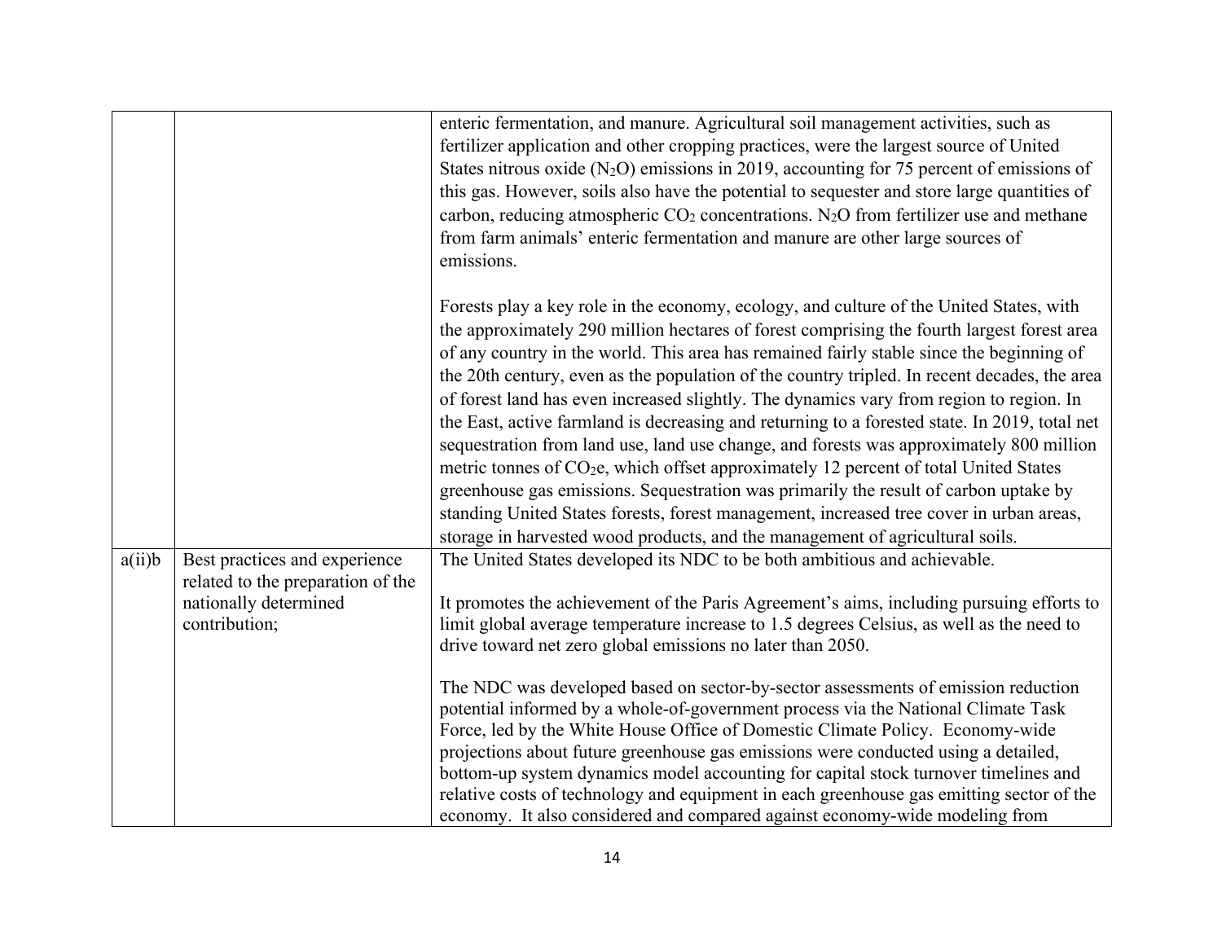|  |  |  |
|---|---|---|
|  |  | enteric fermentation, and manure. Agricultural soil management activities, such as fertilizer application and other cropping practices, were the largest source of United States nitrous oxide ($N_2O$) emissions in 2019, accounting for 75 percent of emissions of this gas. However, soils also have the potential to sequester and store large quantities of carbon, reducing atmospheric $CO_2$ concentrations. $N_2O$ from fertilizer use and methane from farm animals' enteric fermentation and manure are other large sources of emissions.<br><br>Forests play a key role in the economy, ecology, and culture of the United States, with the approximately 290 million hectares of forest comprising the fourth largest forest area of any country in the world. This area has remained fairly stable since the beginning of the 20th century, even as the population of the country tripled. In recent decades, the area of forest land has even increased slightly. The dynamics vary from region to region. In the East, active farmland is decreasing and returning to a forested state. In 2019, total net sequestration from land use, land use change, and forests was approximately 800 million metric tonnes of $CO_2e$, which offset approximately 12 percent of total United States greenhouse gas emissions. Sequestration was primarily the result of carbon uptake by standing United States forests, forest management, increased tree cover in urban areas, storage in harvested wood products, and the management of agricultural soils. |
| a(ii)b | Best practices and experience related to the preparation of the nationally determined contribution; | The United States developed its NDC to be both ambitious and achievable.<br><br>It promotes the achievement of the Paris Agreement's aims, including pursuing efforts to limit global average temperature increase to 1.5 degrees Celsius, as well as the need to drive toward net zero global emissions no later than 2050.<br><br>The NDC was developed based on sector-by-sector assessments of emission reduction potential informed by a whole-of-government process via the National Climate Task Force, led by the White House Office of Domestic Climate Policy. Economy-wide projections about future greenhouse gas emissions were conducted using a detailed, bottom-up system dynamics model accounting for capital stock turnover timelines and relative costs of technology and equipment in each greenhouse gas emitting sector of the economy. It also considered and compared against economy-wide modeling from |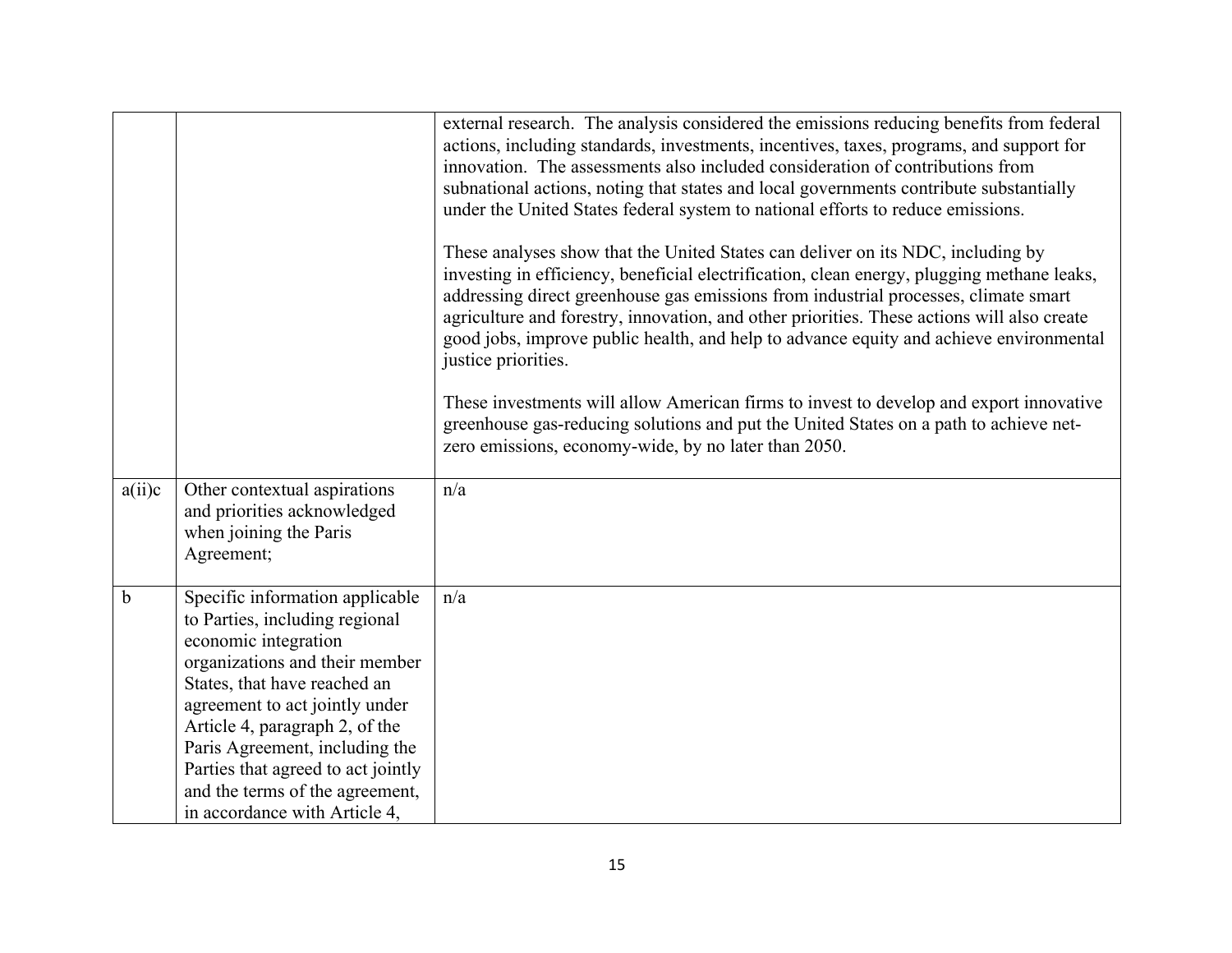| | | |
|---|---|---|
| | | external research. The analysis considered the emissions reducing benefits from federal actions, including standards, investments, incentives, taxes, programs, and support for innovation. The assessments also included consideration of contributions from subnational actions, noting that states and local governments contribute substantially under the United States federal system to national efforts to reduce emissions.<br><br>These analyses show that the United States can deliver on its NDC, including by investing in efficiency, beneficial electrification, clean energy, plugging methane leaks, addressing direct greenhouse gas emissions from industrial processes, climate smart agriculture and forestry, innovation, and other priorities. These actions will also create good jobs, improve public health, and help to advance equity and achieve environmental justice priorities.<br><br>These investments will allow American firms to invest to develop and export innovative greenhouse gas-reducing solutions and put the United States on a path to achieve net-zero emissions, economy-wide, by no later than 2050. |
| a(ii)c | Other contextual aspirations and priorities acknowledged when joining the Paris Agreement; | n/a |
| b | Specific information applicable to Parties, including regional economic integration organizations and their member States, that have reached an agreement to act jointly under Article 4, paragraph 2, of the Paris Agreement, including the Parties that agreed to act jointly and the terms of the agreement, in accordance with Article 4, | n/a |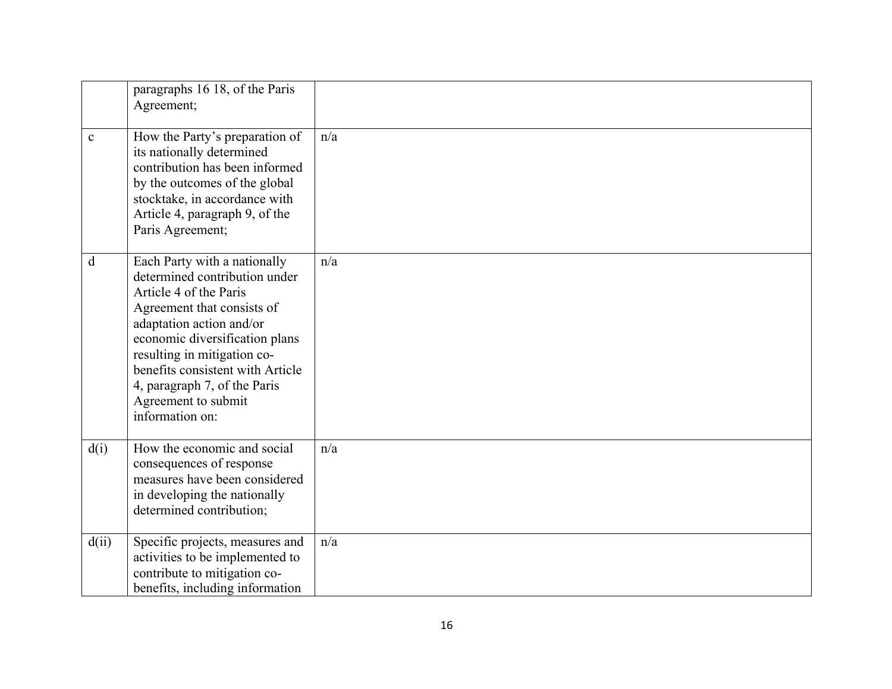| | | |
|---|---|---|
| | paragraphs 16 18, of the Paris Agreement; | |
| c | How the Party's preparation of its nationally determined contribution has been informed by the outcomes of the global stocktake, in accordance with Article 4, paragraph 9, of the Paris Agreement; | n/a |
| d | Each Party with a nationally determined contribution under Article 4 of the Paris Agreement that consists of adaptation action and/or economic diversification plans resulting in mitigation co-benefits consistent with Article 4, paragraph 7, of the Paris Agreement to submit information on: | n/a |
| d(i) | How the economic and social consequences of response measures have been considered in developing the nationally determined contribution; | n/a |
| d(ii) | Specific projects, measures and activities to be implemented to contribute to mitigation co-benefits, including information | n/a |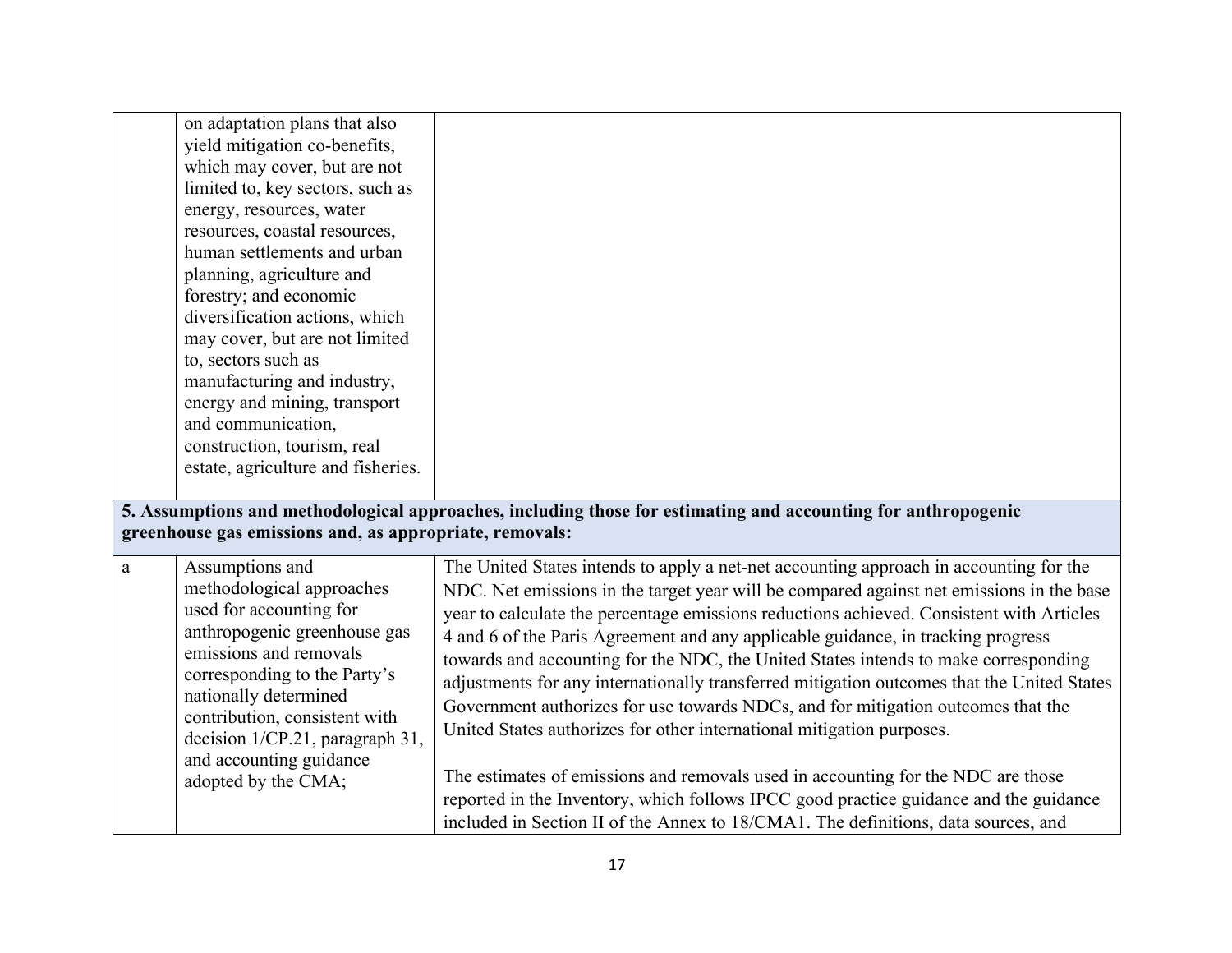| | | |
|---|---|---|
| | on adaptation plans that also yield mitigation co-benefits, which may cover, but are not limited to, key sectors, such as energy, resources, water resources, coastal resources, human settlements and urban planning, agriculture and forestry; and economic diversification actions, which may cover, but are not limited to, sectors such as manufacturing and industry, energy and mining, transport and communication, construction, tourism, real estate, agriculture and fisheries. | |
| **5. Assumptions and methodological approaches, including those for estimating and accounting for anthropogenic greenhouse gas emissions and, as appropriate, removals:** | | |
| a | Assumptions and methodological approaches used for accounting for anthropogenic greenhouse gas emissions and removals corresponding to the Party's nationally determined contribution, consistent with decision 1/CP.21, paragraph 31, and accounting guidance adopted by the CMA; | The United States intends to apply a net-net accounting approach in accounting for the NDC. Net emissions in the target year will be compared against net emissions in the base year to calculate the percentage emissions reductions achieved. Consistent with Articles 4 and 6 of the Paris Agreement and any applicable guidance, in tracking progress towards and accounting for the NDC, the United States intends to make corresponding adjustments for any internationally transferred mitigation outcomes that the United States Government authorizes for use towards NDCs, and for mitigation outcomes that the United States authorizes for other international mitigation purposes.<br><br>The estimates of emissions and removals used in accounting for the NDC are those reported in the Inventory, which follows IPCC good practice guidance and the guidance included in Section II of the Annex to 18/CMA1. The definitions, data sources, and |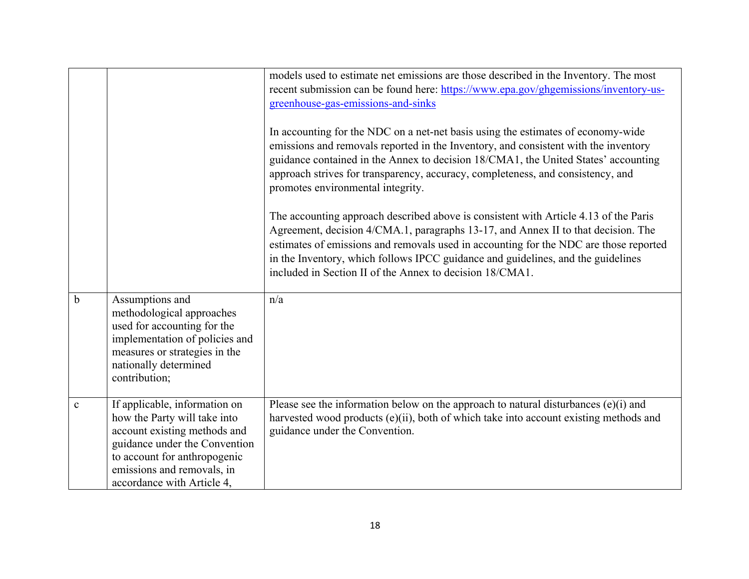| | | |
|---|---|---|
| | | models used to estimate net emissions are those described in the Inventory. The most recent submission can be found here: [https://www.epa.gov/ghgemissions/inventory-us-greenhouse-gas-emissions-and-sinks](https://www.epa.gov/ghgemissions/inventory-us-greenhouse-gas-emissions-and-sinks)<br><br>In accounting for the NDC on a net-net basis using the estimates of economy-wide emissions and removals reported in the Inventory, and consistent with the inventory guidance contained in the Annex to decision 18/CMA1, the United States' accounting approach strives for transparency, accuracy, completeness, and consistency, and promotes environmental integrity.<br><br>The accounting approach described above is consistent with Article 4.13 of the Paris Agreement, decision 4/CMA.1, paragraphs 13-17, and Annex II to that decision. The estimates of emissions and removals used in accounting for the NDC are those reported in the Inventory, which follows IPCC guidance and guidelines, and the guidelines included in Section II of the Annex to decision 18/CMA1. |
| b | Assumptions and methodological approaches used for accounting for the implementation of policies and measures or strategies in the nationally determined contribution; | n/a |
| c | If applicable, information on how the Party will take into account existing methods and guidance under the Convention to account for anthropogenic emissions and removals, in accordance with Article 4, | Please see the information below on the approach to natural disturbances (e)(i) and harvested wood products (e)(ii), both of which take into account existing methods and guidance under the Convention. |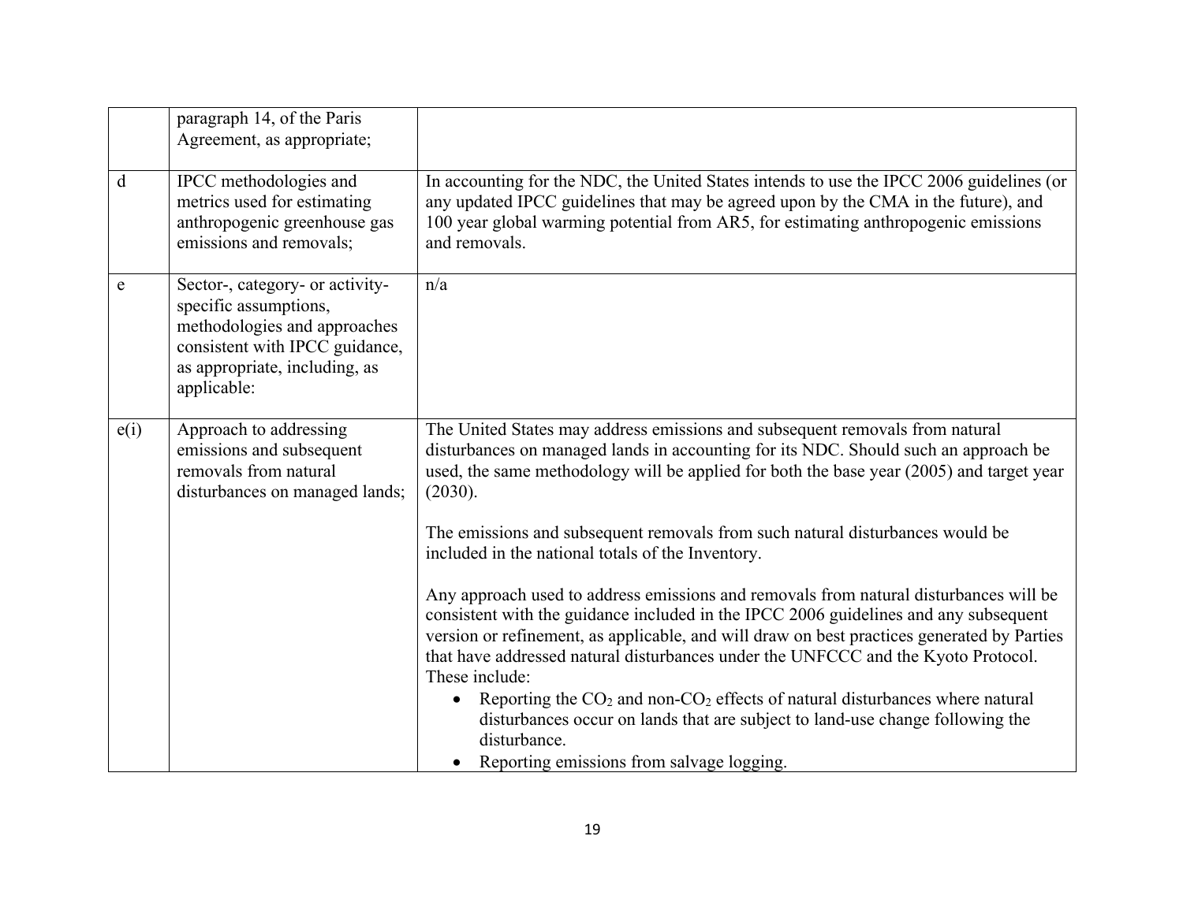| | | |
|---|---|---|
| | paragraph 14, of the Paris Agreement, as appropriate; | |
| d | IPCC methodologies and metrics used for estimating anthropogenic greenhouse gas emissions and removals; | In accounting for the NDC, the United States intends to use the IPCC 2006 guidelines (or any updated IPCC guidelines that may be agreed upon by the CMA in the future), and 100 year global warming potential from AR5, for estimating anthropogenic emissions and removals. |
| e | Sector-, category- or activity-specific assumptions, methodologies and approaches consistent with IPCC guidance, as appropriate, including, as applicable: | n/a |
| e(i) | Approach to addressing emissions and subsequent removals from natural disturbances on managed lands; | The United States may address emissions and subsequent removals from natural disturbances on managed lands in accounting for its NDC. Should such an approach be used, the same methodology will be applied for both the base year (2005) and target year (2030).<br><br>The emissions and subsequent removals from such natural disturbances would be included in the national totals of the Inventory.<br><br>Any approach used to address emissions and removals from natural disturbances will be consistent with the guidance included in the IPCC 2006 guidelines and any subsequent version or refinement, as applicable, and will draw on best practices generated by Parties that have addressed natural disturbances under the UNFCCC and the Kyoto Protocol. These include:<br>• Reporting the $CO_2$ and non-$CO_2$ effects of natural disturbances where natural disturbances occur on lands that are subject to land-use change following the disturbance.<br>• Reporting emissions from salvage logging. |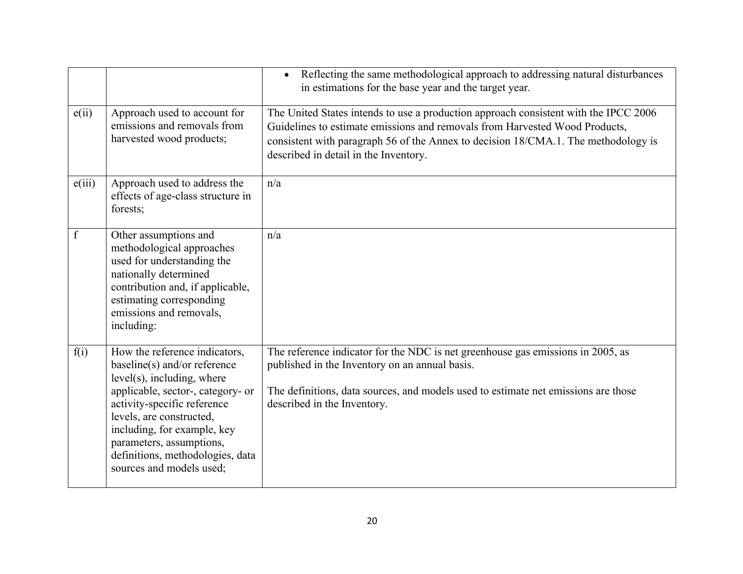| | | |
|---|---|---|
| | | • Reflecting the same methodological approach to addressing natural disturbances in estimations for the base year and the target year. |
| e(ii) | Approach used to account for emissions and removals from harvested wood products; | The United States intends to use a production approach consistent with the IPCC 2006 Guidelines to estimate emissions and removals from Harvested Wood Products, consistent with paragraph 56 of the Annex to decision 18/CMA.1. The methodology is described in detail in the Inventory. |
| e(iii) | Approach used to address the effects of age-class structure in forests; | n/a |
| f | Other assumptions and methodological approaches used for understanding the nationally determined contribution and, if applicable, estimating corresponding emissions and removals, including: | n/a |
| f(i) | How the reference indicators, baseline(s) and/or reference level(s), including, where applicable, sector-, category- or activity-specific reference levels, are constructed, including, for example, key parameters, assumptions, definitions, methodologies, data sources and models used; | The reference indicator for the NDC is net greenhouse gas emissions in 2005, as published in the Inventory on an annual basis.<br><br>The definitions, data sources, and models used to estimate net emissions are those described in the Inventory. |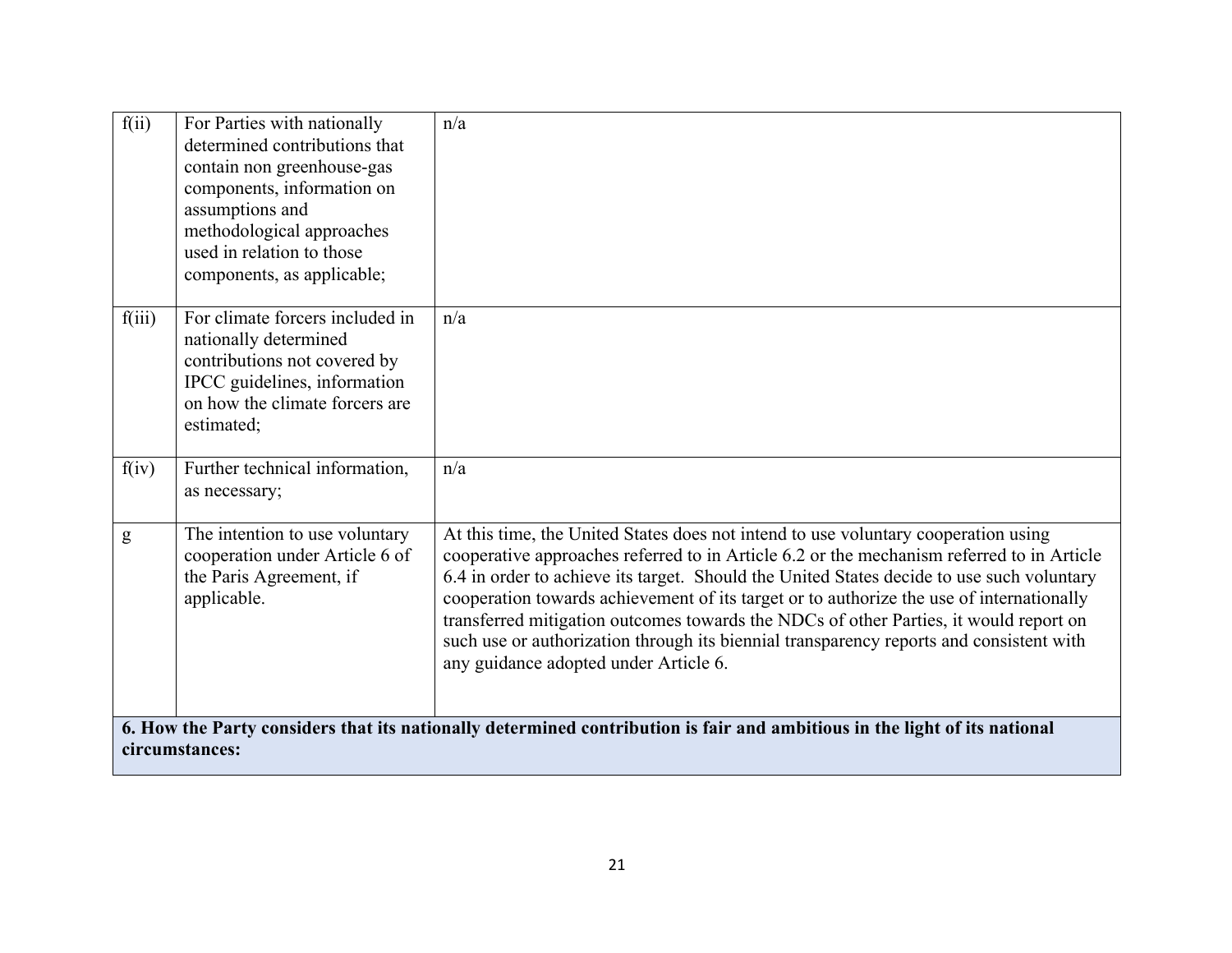| | | |
|---|---|---|
| f(ii) | For Parties with nationally determined contributions that contain non greenhouse-gas components, information on assumptions and methodological approaches used in relation to those components, as applicable; | n/a |
| f(iii) | For climate forcers included in nationally determined contributions not covered by IPCC guidelines, information on how the climate forcers are estimated; | n/a |
| f(iv) | Further technical information, as necessary; | n/a |
| g | The intention to use voluntary cooperation under Article 6 of the Paris Agreement, if applicable. | At this time, the United States does not intend to use voluntary cooperation using cooperative approaches referred to in Article 6.2 or the mechanism referred to in Article 6.4 in order to achieve its target. Should the United States decide to use such voluntary cooperation towards achievement of its target or to authorize the use of internationally transferred mitigation outcomes towards the NDCs of other Parties, it would report on such use or authorization through its biennial transparency reports and consistent with any guidance adopted under Article 6. |
| **6. How the Party considers that its nationally determined contribution is fair and ambitious in the light of its national circumstances:** | | |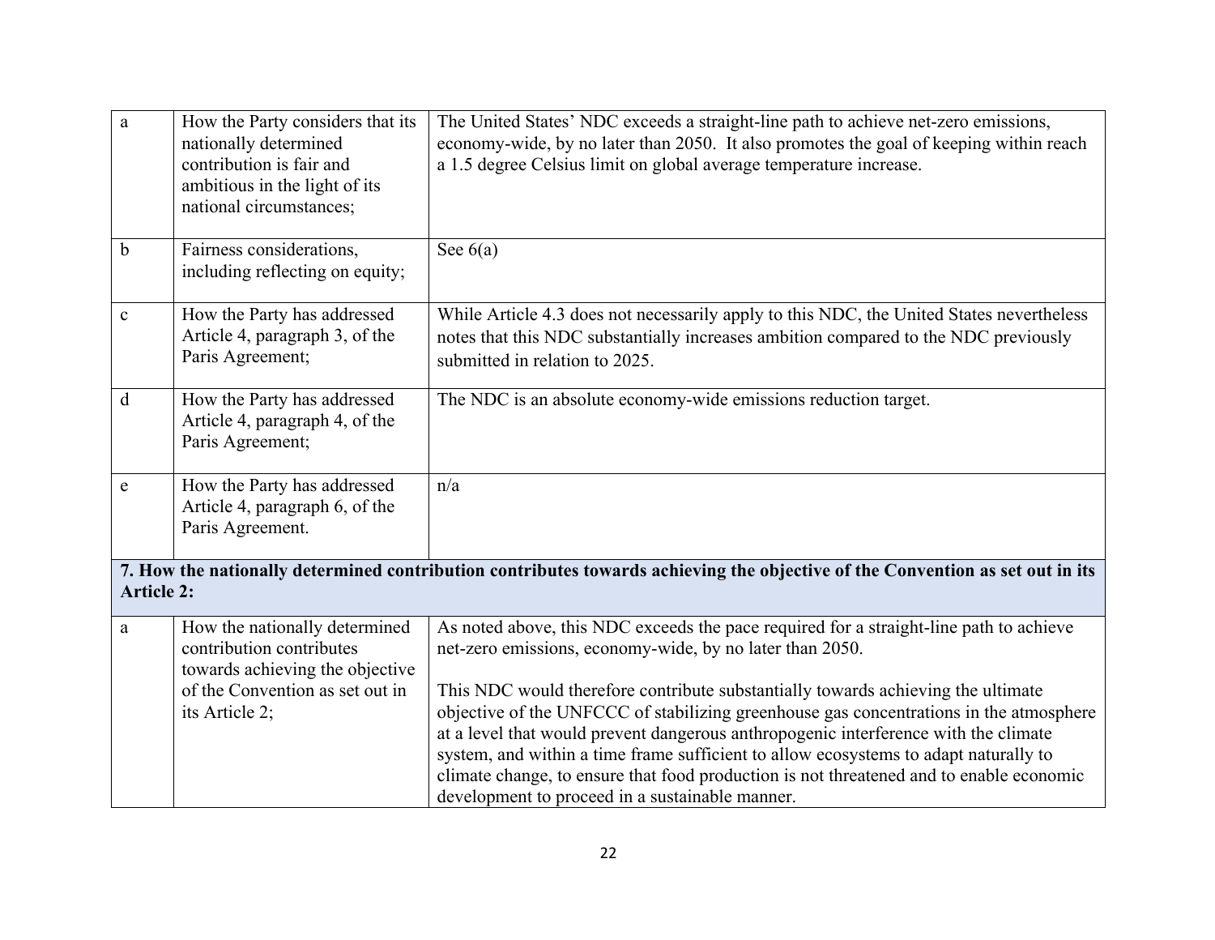| | | |
|---|---|---|
| a | How the Party considers that its nationally determined contribution is fair and ambitious in the light of its national circumstances; | The United States' NDC exceeds a straight-line path to achieve net-zero emissions, economy-wide, by no later than 2050. It also promotes the goal of keeping within reach a 1.5 degree Celsius limit on global average temperature increase. |
| b | Fairness considerations, including reflecting on equity; | See 6(a) |
| c | How the Party has addressed Article 4, paragraph 3, of the Paris Agreement; | While Article 4.3 does not necessarily apply to this NDC, the United States nevertheless notes that this NDC substantially increases ambition compared to the NDC previously submitted in relation to 2025. |
| d | How the Party has addressed Article 4, paragraph 4, of the Paris Agreement; | The NDC is an absolute economy-wide emissions reduction target. |
| e | How the Party has addressed Article 4, paragraph 6, of the Paris Agreement. | n/a |
| **7. How the nationally determined contribution contributes towards achieving the objective of the Convention as set out in its Article 2:** | | |
| a | How the nationally determined contribution contributes towards achieving the objective of the Convention as set out in its Article 2; | As noted above, this NDC exceeds the pace required for a straight-line path to achieve net-zero emissions, economy-wide, by no later than 2050.<br><br>This NDC would therefore contribute substantially towards achieving the ultimate objective of the UNFCCC of stabilizing greenhouse gas concentrations in the atmosphere at a level that would prevent dangerous anthropogenic interference with the climate system, and within a time frame sufficient to allow ecosystems to adapt naturally to climate change, to ensure that food production is not threatened and to enable economic development to proceed in a sustainable manner. |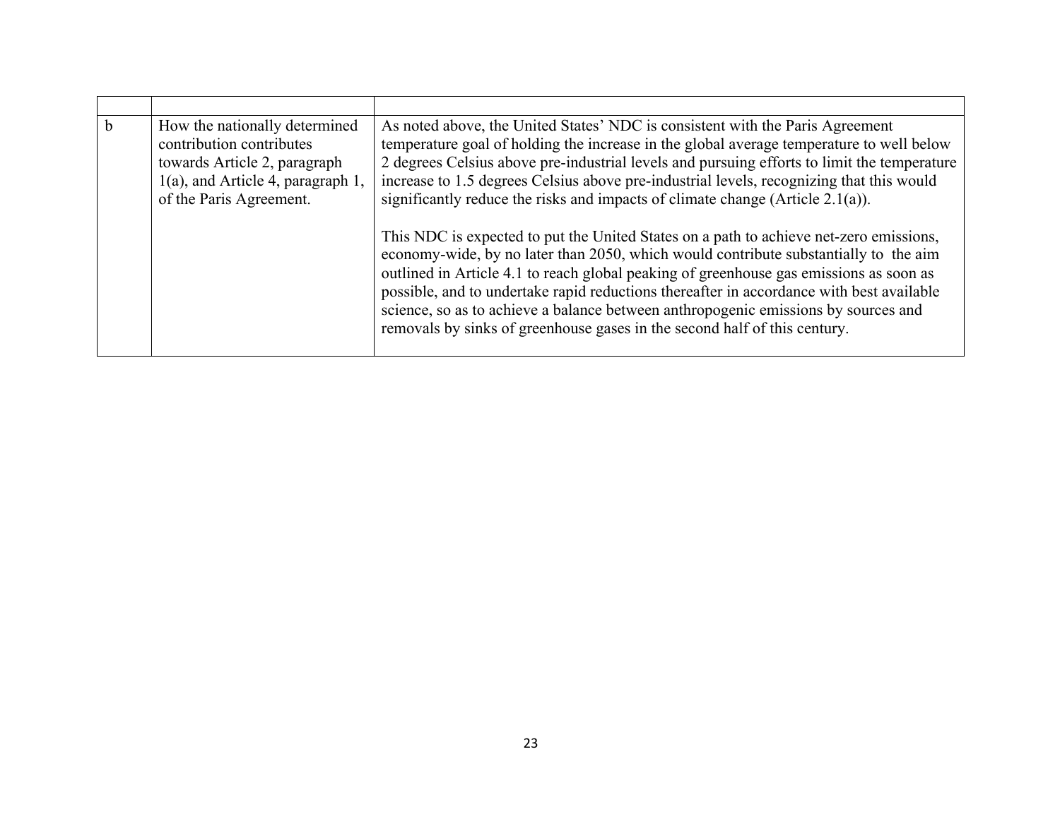| | | |
|---|---|---|
| b | How the nationally determined contribution contributes towards Article 2, paragraph 1(a), and Article 4, paragraph 1, of the Paris Agreement. | As noted above, the United States' NDC is consistent with the Paris Agreement temperature goal of holding the increase in the global average temperature to well below 2 degrees Celsius above pre-industrial levels and pursuing efforts to limit the temperature increase to 1.5 degrees Celsius above pre-industrial levels, recognizing that this would significantly reduce the risks and impacts of climate change (Article 2.1(a)).<br><br>This NDC is expected to put the United States on a path to achieve net-zero emissions, economy-wide, by no later than 2050, which would contribute substantially to the aim outlined in Article 4.1 to reach global peaking of greenhouse gas emissions as soon as possible, and to undertake rapid reductions thereafter in accordance with best available science, so as to achieve a balance between anthropogenic emissions by sources and removals by sinks of greenhouse gases in the second half of this century. |